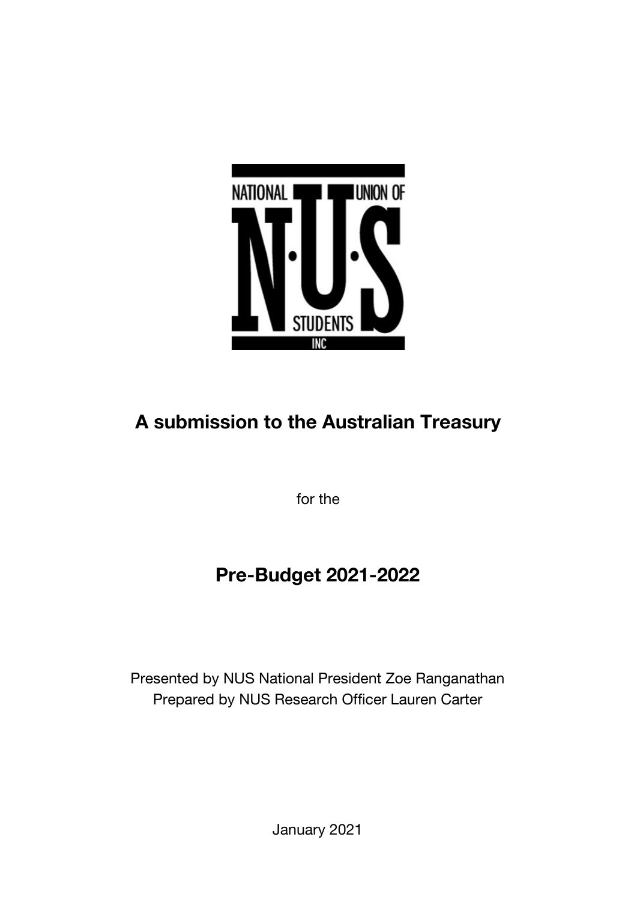NATIONAL UNION OF STUDENTS INC

# A submission to the Australian Treasury

for the

# Pre-Budget 2021-2022

Presented by NUS National President Zoe Ranganathan
Prepared by NUS Research Officer Lauren Carter

January 2021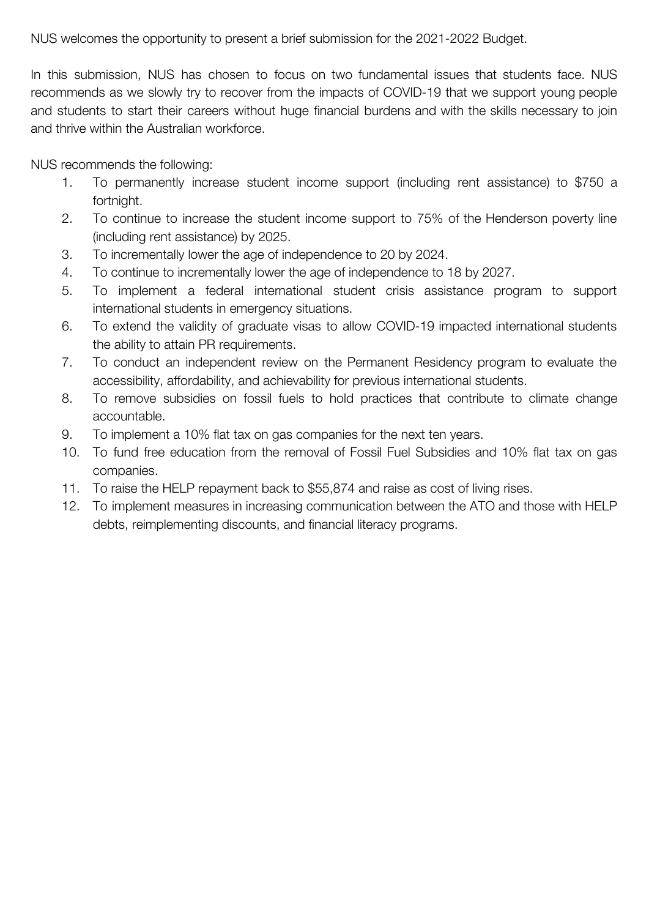NUS welcomes the opportunity to present a brief submission for the 2021-2022 Budget.

In this submission, NUS has chosen to focus on two fundamental issues that students face. NUS recommends as we slowly try to recover from the impacts of COVID-19 that we support young people and students to start their careers without huge financial burdens and with the skills necessary to join and thrive within the Australian workforce.

NUS recommends the following:

1. To permanently increase student income support (including rent assistance) to $750 a fortnight.
2. To continue to increase the student income support to 75% of the Henderson poverty line (including rent assistance) by 2025.
3. To incrementally lower the age of independence to 20 by 2024.
4. To continue to incrementally lower the age of independence to 18 by 2027.
5. To implement a federal international student crisis assistance program to support international students in emergency situations.
6. To extend the validity of graduate visas to allow COVID-19 impacted international students the ability to attain PR requirements.
7. To conduct an independent review on the Permanent Residency program to evaluate the accessibility, affordability, and achievability for previous international students.
8. To remove subsidies on fossil fuels to hold practices that contribute to climate change accountable.
9. To implement a 10% flat tax on gas companies for the next ten years.
10. To fund free education from the removal of Fossil Fuel Subsidies and 10% flat tax on gas companies.
11. To raise the HELP repayment back to $55,874 and raise as cost of living rises.
12. To implement measures in increasing communication between the ATO and those with HELP debts, reimplementing discounts, and financial literacy programs.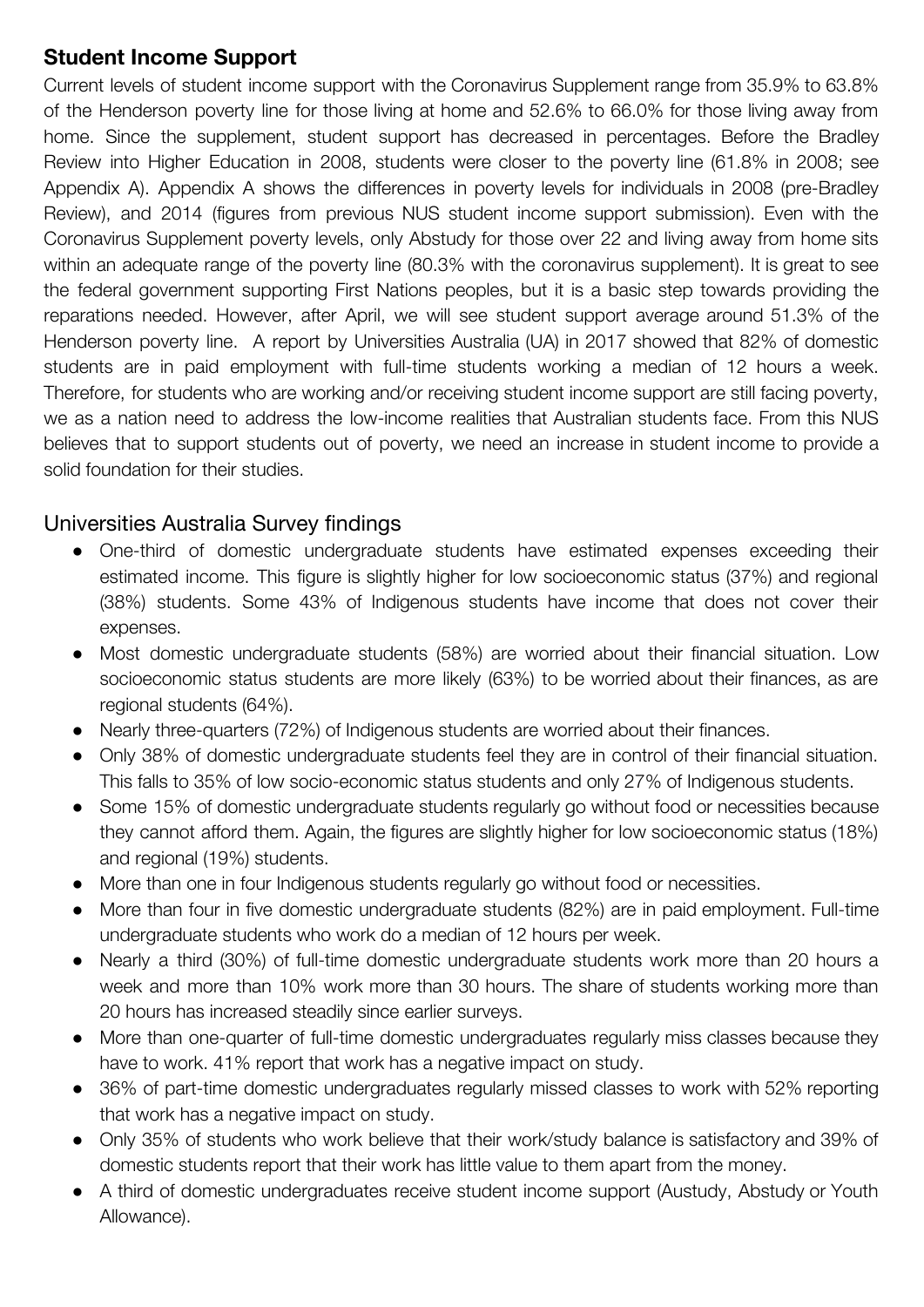## **Student Income Support**

Current levels of student income support with the Coronavirus Supplement range from 35.9% to 63.8% of the Henderson poverty line for those living at home and 52.6% to 66.0% for those living away from home. Since the supplement, student support has decreased in percentages. Before the Bradley Review into Higher Education in 2008, students were closer to the poverty line (61.8% in 2008; see Appendix A). Appendix A shows the differences in poverty levels for individuals in 2008 (pre-Bradley Review), and 2014 (figures from previous NUS student income support submission). Even with the Coronavirus Supplement poverty levels, only Abstudy for those over 22 and living away from home sits within an adequate range of the poverty line (80.3% with the coronavirus supplement). It is great to see the federal government supporting First Nations peoples, but it is a basic step towards providing the reparations needed. However, after April, we will see student support average around 51.3% of the Henderson poverty line. A report by Universities Australia (UA) in 2017 showed that 82% of domestic students are in paid employment with full-time students working a median of 12 hours a week. Therefore, for students who are working and/or receiving student income support are still facing poverty, we as a nation need to address the low-income realities that Australian students face. From this NUS believes that to support students out of poverty, we need an increase in student income to provide a solid foundation for their studies.

### Universities Australia Survey findings

- One-third of domestic undergraduate students have estimated expenses exceeding their estimated income. This figure is slightly higher for low socioeconomic status (37%) and regional (38%) students. Some 43% of Indigenous students have income that does not cover their expenses.
- Most domestic undergraduate students (58%) are worried about their financial situation. Low socioeconomic status students are more likely (63%) to be worried about their finances, as are regional students (64%).
- Nearly three-quarters (72%) of Indigenous students are worried about their finances.
- Only 38% of domestic undergraduate students feel they are in control of their financial situation. This falls to 35% of low socio-economic status students and only 27% of Indigenous students.
- Some 15% of domestic undergraduate students regularly go without food or necessities because they cannot afford them. Again, the figures are slightly higher for low socioeconomic status (18%) and regional (19%) students.
- More than one in four Indigenous students regularly go without food or necessities.
- More than four in five domestic undergraduate students (82%) are in paid employment. Full-time undergraduate students who work do a median of 12 hours per week.
- Nearly a third (30%) of full-time domestic undergraduate students work more than 20 hours a week and more than 10% work more than 30 hours. The share of students working more than 20 hours has increased steadily since earlier surveys.
- More than one-quarter of full-time domestic undergraduates regularly miss classes because they have to work. 41% report that work has a negative impact on study.
- 36% of part-time domestic undergraduates regularly missed classes to work with 52% reporting that work has a negative impact on study.
- Only 35% of students who work believe that their work/study balance is satisfactory and 39% of domestic students report that their work has little value to them apart from the money.
- A third of domestic undergraduates receive student income support (Austudy, Abstudy or Youth Allowance).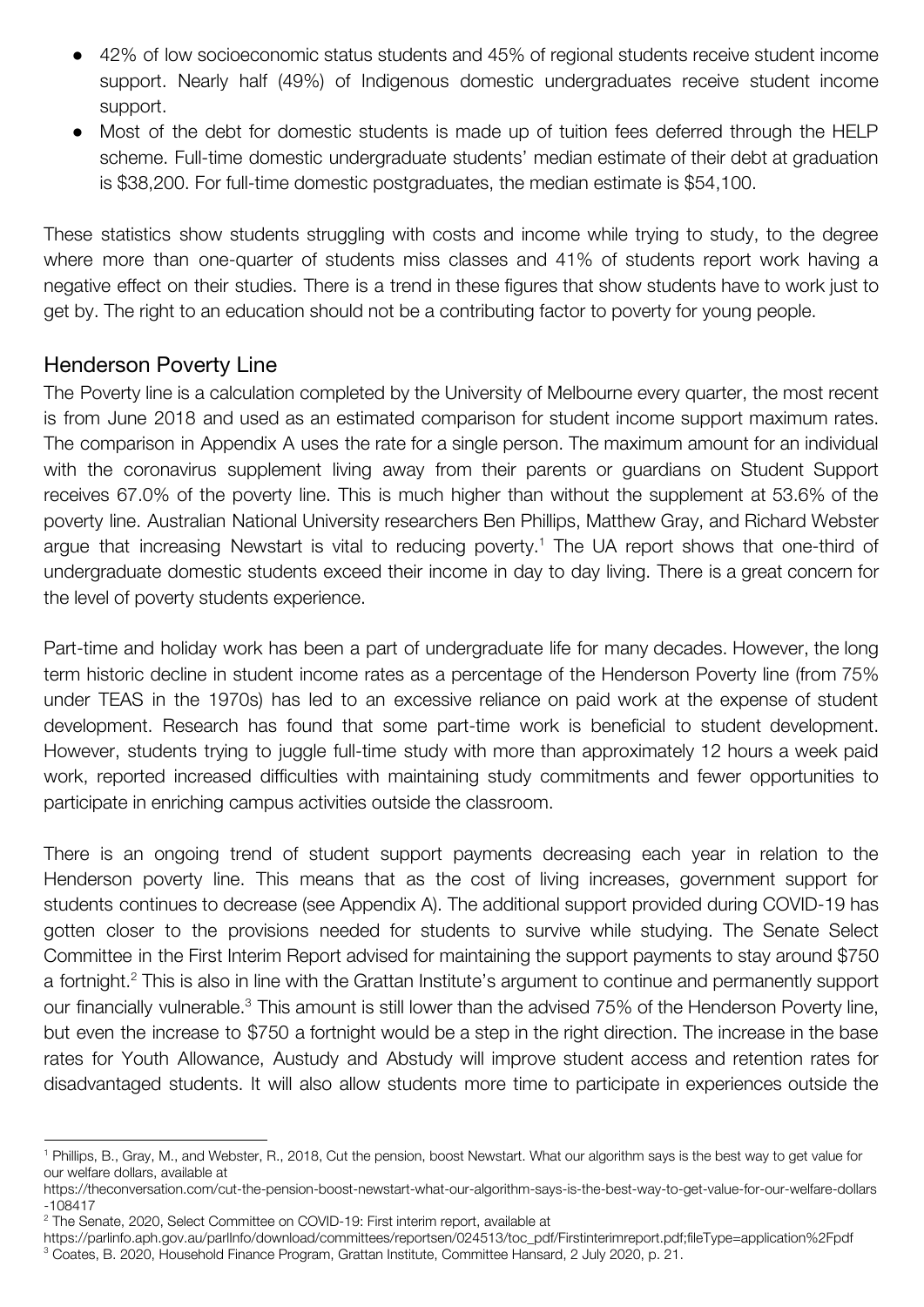- 42% of low socioeconomic status students and 45% of regional students receive student income support. Nearly half (49%) of Indigenous domestic undergraduates receive student income support.
- Most of the debt for domestic students is made up of tuition fees deferred through the HELP scheme. Full-time domestic undergraduate students' median estimate of their debt at graduation is $38,200. For full-time domestic postgraduates, the median estimate is $54,100.

These statistics show students struggling with costs and income while trying to study, to the degree where more than one-quarter of students miss classes and 41% of students report work having a negative effect on their studies. There is a trend in these figures that show students have to work just to get by. The right to an education should not be a contributing factor to poverty for young people.

## Henderson Poverty Line

The Poverty line is a calculation completed by the University of Melbourne every quarter, the most recent is from June 2018 and used as an estimated comparison for student income support maximum rates. The comparison in Appendix A uses the rate for a single person. The maximum amount for an individual with the coronavirus supplement living away from their parents or guardians on Student Support receives 67.0% of the poverty line. This is much higher than without the supplement at 53.6% of the poverty line. Australian National University researchers Ben Phillips, Matthew Gray, and Richard Webster argue that increasing Newstart is vital to reducing poverty.[1] The UA report shows that one-third of undergraduate domestic students exceed their income in day to day living. There is a great concern for the level of poverty students experience.

Part-time and holiday work has been a part of undergraduate life for many decades. However, the long term historic decline in student income rates as a percentage of the Henderson Poverty line (from 75% under TEAS in the 1970s) has led to an excessive reliance on paid work at the expense of student development. Research has found that some part-time work is beneficial to student development. However, students trying to juggle full-time study with more than approximately 12 hours a week paid work, reported increased difficulties with maintaining study commitments and fewer opportunities to participate in enriching campus activities outside the classroom.

There is an ongoing trend of student support payments decreasing each year in relation to the Henderson poverty line. This means that as the cost of living increases, government support for students continues to decrease (see Appendix A). The additional support provided during COVID-19 has gotten closer to the provisions needed for students to survive while studying. The Senate Select Committee in the First Interim Report advised for maintaining the support payments to stay around $750 a fortnight.[2] This is also in line with the Grattan Institute's argument to continue and permanently support our financially vulnerable.[3] This amount is still lower than the advised 75% of the Henderson Poverty line, but even the increase to $750 a fortnight would be a step in the right direction. The increase in the base rates for Youth Allowance, Austudy and Abstudy will improve student access and retention rates for disadvantaged students. It will also allow students more time to participate in experiences outside the

---

[1] Phillips, B., Gray, M., and Webster, R., 2018, Cut the pension, boost Newstart. What our algorithm says is the best way to get value for our welfare dollars, available at https://theconversation.com/cut-the-pension-boost-newstart-what-our-algorithm-says-is-the-best-way-to-get-value-for-our-welfare-dollars-108417

[2] The Senate, 2020, Select Committee on COVID-19: First interim report, available at https://parlinfo.aph.gov.au/parlInfo/download/committees/reportsen/024513/toc_pdf/Firstinterimreport.pdf;fileType=application%2Fpdf

[3] Coates, B. 2020, Household Finance Program, Grattan Institute, Committee Hansard, 2 July 2020, p. 21.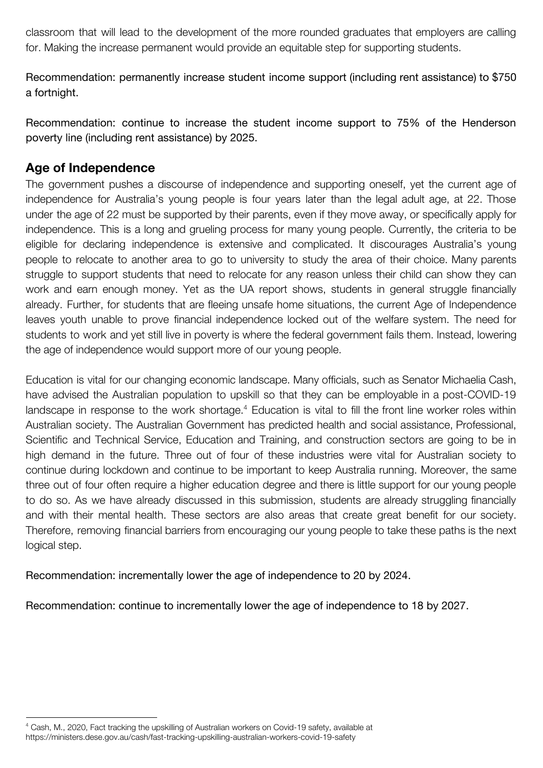classroom that will lead to the development of the more rounded graduates that employers are calling for. Making the increase permanent would provide an equitable step for supporting students.

Recommendation: permanently increase student income support (including rent assistance) to $750 a fortnight.

Recommendation: continue to increase the student income support to 75% of the Henderson poverty line (including rent assistance) by 2025.

## Age of Independence

The government pushes a discourse of independence and supporting oneself, yet the current age of independence for Australia's young people is four years later than the legal adult age, at 22. Those under the age of 22 must be supported by their parents, even if they move away, or specifically apply for independence. This is a long and grueling process for many young people. Currently, the criteria to be eligible for declaring independence is extensive and complicated. It discourages Australia's young people to relocate to another area to go to university to study the area of their choice. Many parents struggle to support students that need to relocate for any reason unless their child can show they can work and earn enough money. Yet as the UA report shows, students in general struggle financially already. Further, for students that are fleeing unsafe home situations, the current Age of Independence leaves youth unable to prove financial independence locked out of the welfare system. The need for students to work and yet still live in poverty is where the federal government fails them. Instead, lowering the age of independence would support more of our young people.

Education is vital for our changing economic landscape. Many officials, such as Senator Michaelia Cash, have advised the Australian population to upskill so that they can be employable in a post-COVID-19 landscape in response to the work shortage.[4] Education is vital to fill the front line worker roles within Australian society. The Australian Government has predicted health and social assistance, Professional, Scientific and Technical Service, Education and Training, and construction sectors are going to be in high demand in the future. Three out of four of these industries were vital for Australian society to continue during lockdown and continue to be important to keep Australia running. Moreover, the same three out of four often require a higher education degree and there is little support for our young people to do so. As we have already discussed in this submission, students are already struggling financially and with their mental health. These sectors are also areas that create great benefit for our society. Therefore, removing financial barriers from encouraging our young people to take these paths is the next logical step.

Recommendation: incrementally lower the age of independence to 20 by 2024.

Recommendation: continue to incrementally lower the age of independence to 18 by 2027.

---

[4] Cash, M., 2020, Fact tracking the upskilling of Australian workers on Covid-19 safety, available at https://ministers.dese.gov.au/cash/fast-tracking-upskilling-australian-workers-covid-19-safety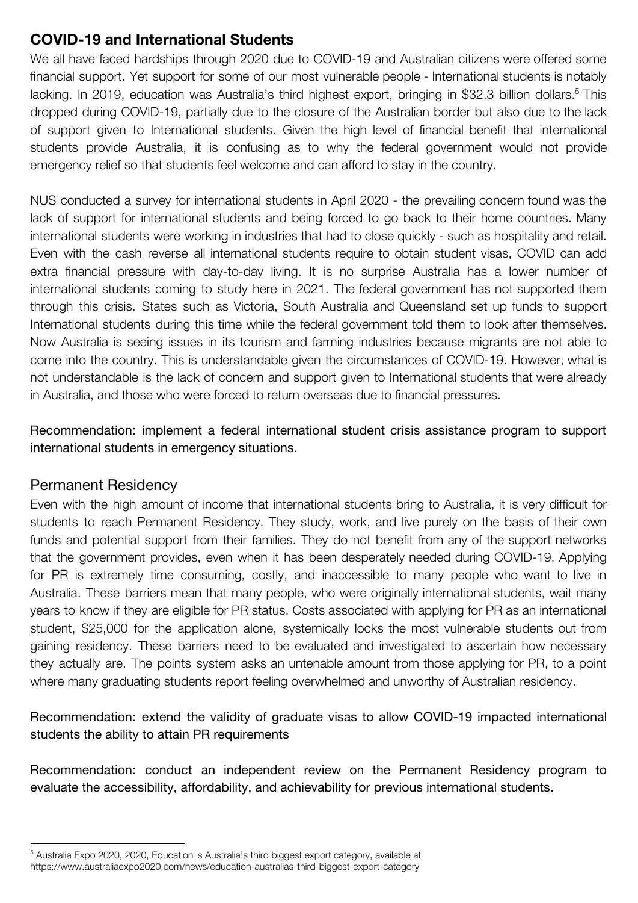## COVID-19 and International Students

We all have faced hardships through 2020 due to COVID-19 and Australian citizens were offered some financial support. Yet support for some of our most vulnerable people - International students is notably lacking. In 2019, education was Australia's third highest export, bringing in $32.3 billion dollars.[5] This dropped during COVID-19, partially due to the closure of the Australian border but also due to the lack of support given to International students. Given the high level of financial benefit that international students provide Australia, it is confusing as to why the federal government would not provide emergency relief so that students feel welcome and can afford to stay in the country.

NUS conducted a survey for international students in April 2020 - the prevailing concern found was the lack of support for international students and being forced to go back to their home countries. Many international students were working in industries that had to close quickly - such as hospitality and retail. Even with the cash reverse all international students require to obtain student visas, COVID can add extra financial pressure with day-to-day living. It is no surprise Australia has a lower number of international students coming to study here in 2021. The federal government has not supported them through this crisis. States such as Victoria, South Australia and Queensland set up funds to support International students during this time while the federal government told them to look after themselves. Now Australia is seeing issues in its tourism and farming industries because migrants are not able to come into the country. This is understandable given the circumstances of COVID-19. However, what is not understandable is the lack of concern and support given to International students that were already in Australia, and those who were forced to return overseas due to financial pressures.

Recommendation: implement a federal international student crisis assistance program to support international students in emergency situations.

## Permanent Residency

Even with the high amount of income that international students bring to Australia, it is very difficult for students to reach Permanent Residency. They study, work, and live purely on the basis of their own funds and potential support from their families. They do not benefit from any of the support networks that the government provides, even when it has been desperately needed during COVID-19. Applying for PR is extremely time consuming, costly, and inaccessible to many people who want to live in Australia. These barriers mean that many people, who were originally international students, wait many years to know if they are eligible for PR status. Costs associated with applying for PR as an international student, $25,000 for the application alone, systemically locks the most vulnerable students out from gaining residency. These barriers need to be evaluated and investigated to ascertain how necessary they actually are. The points system asks an untenable amount from those applying for PR, to a point where many graduating students report feeling overwhelmed and unworthy of Australian residency.

Recommendation: extend the validity of graduate visas to allow COVID-19 impacted international students the ability to attain PR requirements

Recommendation: conduct an independent review on the Permanent Residency program to evaluate the accessibility, affordability, and achievability for previous international students.

---

[5] Australia Expo 2020, 2020, Education is Australia's third biggest export category, available at https://www.australiaexpo2020.com/news/education-australias-third-biggest-export-category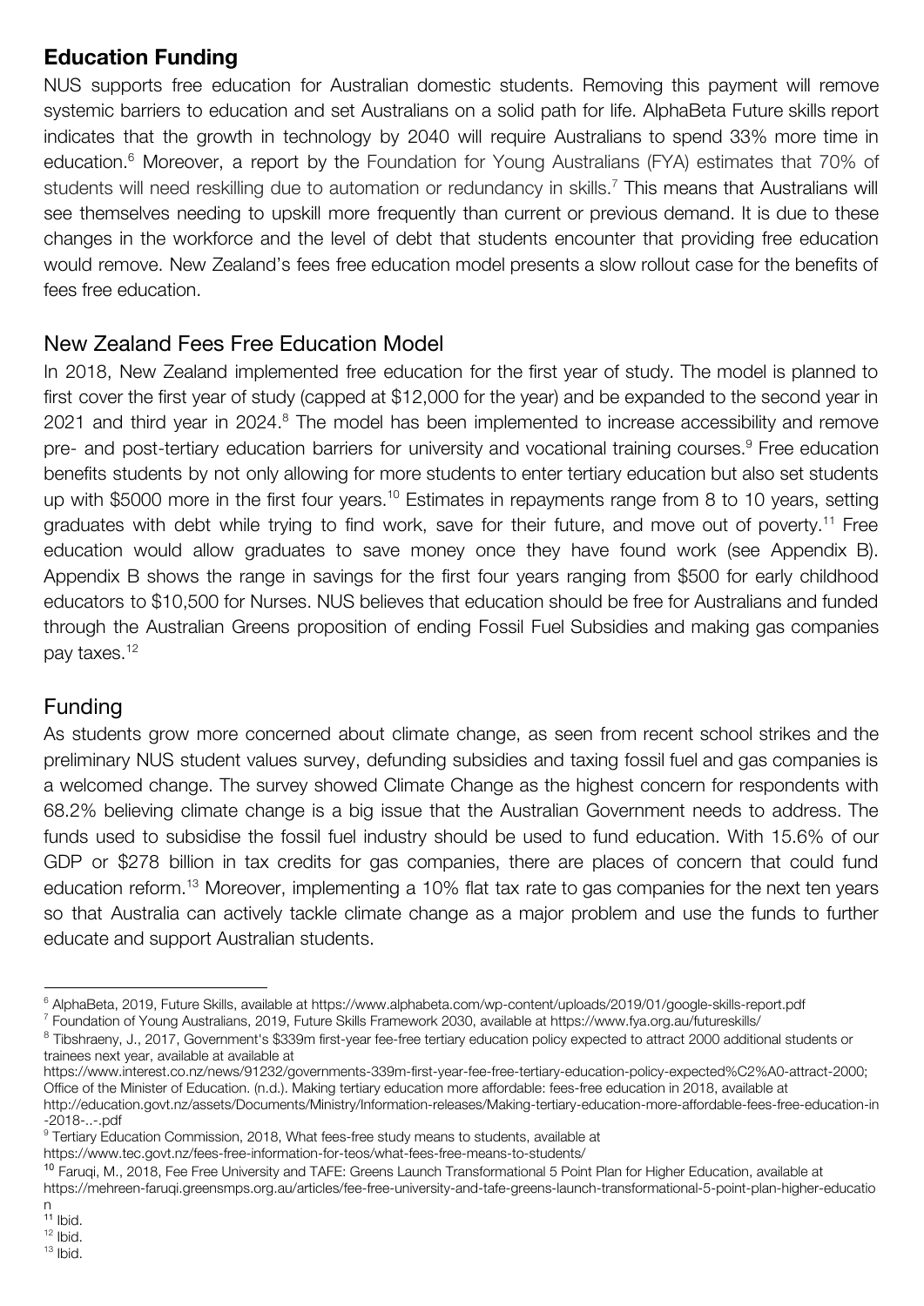## Education Funding

NUS supports free education for Australian domestic students. Removing this payment will remove systemic barriers to education and set Australians on a solid path for life. AlphaBeta Future skills report indicates that the growth in technology by 2040 will require Australians to spend 33% more time in education.[6] Moreover, a report by the Foundation for Young Australians (FYA) estimates that 70% of students will need reskilling due to automation or redundancy in skills.[7] This means that Australians will see themselves needing to upskill more frequently than current or previous demand. It is due to these changes in the workforce and the level of debt that students encounter that providing free education would remove. New Zealand's fees free education model presents a slow rollout case for the benefits of fees free education.

## New Zealand Fees Free Education Model

In 2018, New Zealand implemented free education for the first year of study. The model is planned to first cover the first year of study (capped at $12,000 for the year) and be expanded to the second year in 2021 and third year in 2024.[8] The model has been implemented to increase accessibility and remove pre- and post-tertiary education barriers for university and vocational training courses.[9] Free education benefits students by not only allowing for more students to enter tertiary education but also set students up with $5000 more in the first four years.[10] Estimates in repayments range from 8 to 10 years, setting graduates with debt while trying to find work, save for their future, and move out of poverty.[11] Free education would allow graduates to save money once they have found work (see Appendix B). Appendix B shows the range in savings for the first four years ranging from $500 for early childhood educators to $10,500 for Nurses. NUS believes that education should be free for Australians and funded through the Australian Greens proposition of ending Fossil Fuel Subsidies and making gas companies pay taxes.[12]

## Funding

As students grow more concerned about climate change, as seen from recent school strikes and the preliminary NUS student values survey, defunding subsidies and taxing fossil fuel and gas companies is a welcomed change. The survey showed Climate Change as the highest concern for respondents with 68.2% believing climate change is a big issue that the Australian Government needs to address. The funds used to subsidise the fossil fuel industry should be used to fund education. With 15.6% of our GDP or $278 billion in tax credits for gas companies, there are places of concern that could fund education reform.[13] Moreover, implementing a 10% flat tax rate to gas companies for the next ten years so that Australia can actively tackle climate change as a major problem and use the funds to further educate and support Australian students.

---

[6] AlphaBeta, 2019, Future Skills, available at https://www.alphabeta.com/wp-content/uploads/2019/01/google-skills-report.pdf

[7] Foundation of Young Australians, 2019, Future Skills Framework 2030, available at https://www.fya.org.au/futureskills/

[8] Tibshraeny, J., 2017, Government's $339m first-year fee-free tertiary education policy expected to attract 2000 additional students or trainees next year, available at available at https://www.interest.co.nz/news/91232/governments-339m-first-year-fee-free-tertiary-education-policy-expected%C2%A0-attract-2000; Office of the Minister of Education. (n.d.). Making tertiary education more affordable: fees-free education in 2018, available at http://education.govt.nz/assets/Documents/Ministry/Information-releases/Making-tertiary-education-more-affordable-fees-free-education-in-2018-..-.pdf

[9] Tertiary Education Commission, 2018, What fees-free study means to students, available at https://www.tec.govt.nz/fees-free-information-for-teos/what-fees-free-means-to-students/

[10] Faruqi, M., 2018, Fee Free University and TAFE: Greens Launch Transformational 5 Point Plan for Higher Education, available at https://mehreen-faruqi.greensmps.org.au/articles/fee-free-university-and-tafe-greens-launch-transformational-5-point-plan-higher-education

[11] Ibid.

[12] Ibid.

[13] Ibid.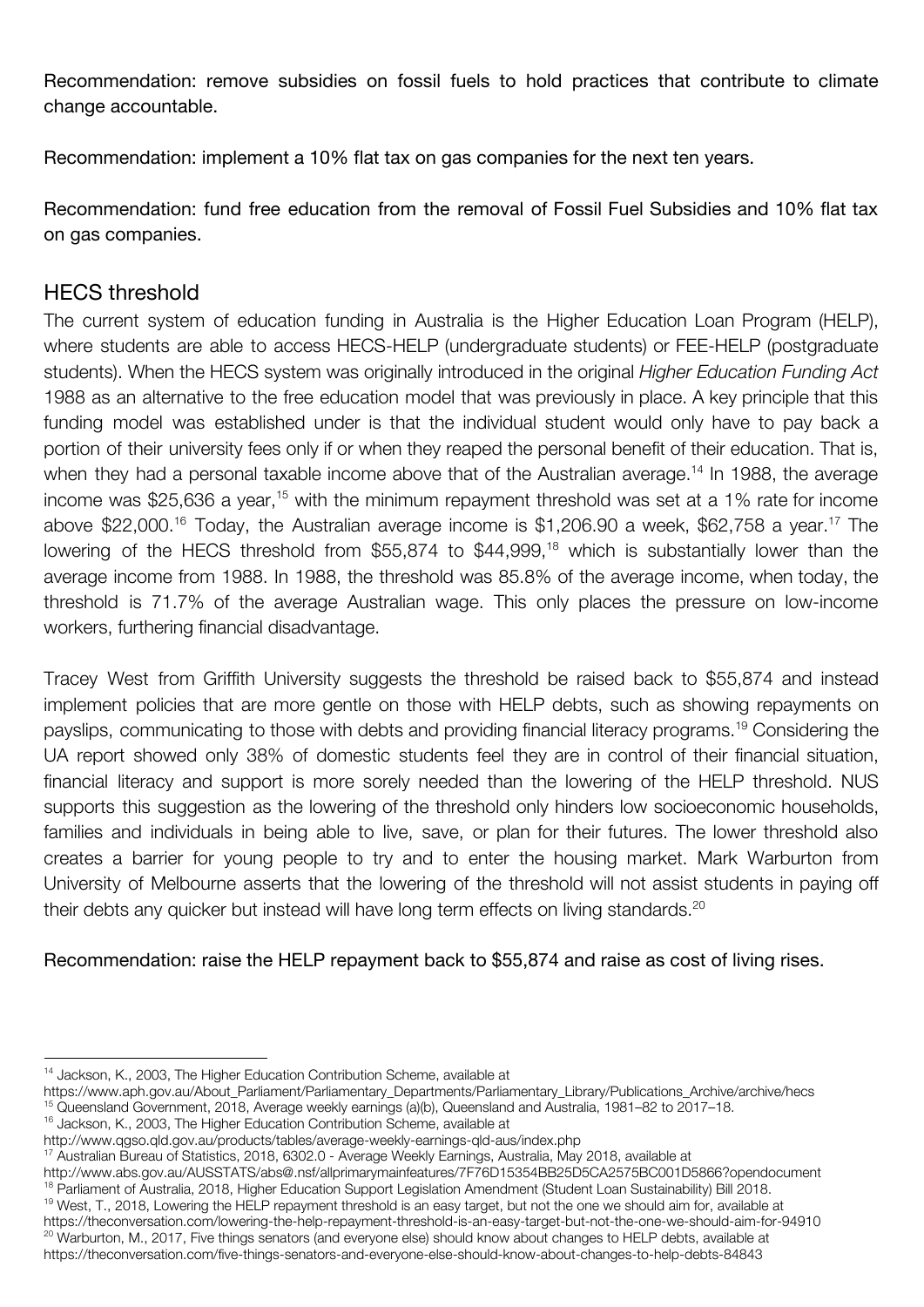Recommendation: remove subsidies on fossil fuels to hold practices that contribute to climate change accountable.

Recommendation: implement a 10% flat tax on gas companies for the next ten years.

Recommendation: fund free education from the removal of Fossil Fuel Subsidies and 10% flat tax on gas companies.

## HECS threshold

The current system of education funding in Australia is the Higher Education Loan Program (HELP), where students are able to access HECS-HELP (undergraduate students) or FEE-HELP (postgraduate students). When the HECS system was originally introduced in the original *Higher Education Funding Act* 1988 as an alternative to the free education model that was previously in place. A key principle that this funding model was established under is that the individual student would only have to pay back a portion of their university fees only if or when they reaped the personal benefit of their education. That is, when they had a personal taxable income above that of the Australian average.[14] In 1988, the average income was $25,636 a year,[15] with the minimum repayment threshold was set at a 1% rate for income above $22,000.[16] Today, the Australian average income is $1,206.90 a week, $62,758 a year.[17] The lowering of the HECS threshold from $55,874 to $44,999,[18] which is substantially lower than the average income from 1988. In 1988, the threshold was 85.8% of the average income, when today, the threshold is 71.7% of the average Australian wage. This only places the pressure on low-income workers, furthering financial disadvantage.

Tracey West from Griffith University suggests the threshold be raised back to $55,874 and instead implement policies that are more gentle on those with HELP debts, such as showing repayments on payslips, communicating to those with debts and providing financial literacy programs.[19] Considering the UA report showed only 38% of domestic students feel they are in control of their financial situation, financial literacy and support is more sorely needed than the lowering of the HELP threshold. NUS supports this suggestion as the lowering of the threshold only hinders low socioeconomic households, families and individuals in being able to live, save, or plan for their futures. The lower threshold also creates a barrier for young people to try and to enter the housing market. Mark Warburton from University of Melbourne asserts that the lowering of the threshold will not assist students in paying off their debts any quicker but instead will have long term effects on living standards.[20]

Recommendation: raise the HELP repayment back to $55,874 and raise as cost of living rises.

---

[14] Jackson, K., 2003, The Higher Education Contribution Scheme, available at https://www.aph.gov.au/About_Parliament/Parliamentary_Departments/Parliamentary_Library/Publications_Archive/archive/hecs

[15] Queensland Government, 2018, Average weekly earnings (a)(b), Queensland and Australia, 1981–82 to 2017–18.

[16] Jackson, K., 2003, The Higher Education Contribution Scheme, available at http://www.qgso.qld.gov.au/products/tables/average-weekly-earnings-qld-aus/index.php

[17] Australian Bureau of Statistics, 2018, 6302.0 - Average Weekly Earnings, Australia, May 2018, available at http://www.abs.gov.au/AUSSTATS/abs@.nsf/allprimarymainfeatures/7F76D15354BB25D5CA2575BC001D5866?opendocument

[18] Parliament of Australia, 2018, Higher Education Support Legislation Amendment (Student Loan Sustainability) Bill 2018.

[19] West, T., 2018, Lowering the HELP repayment threshold is an easy target, but not the one we should aim for, available at https://theconversation.com/lowering-the-help-repayment-threshold-is-an-easy-target-but-not-the-one-we-should-aim-for-94910

[20] Warburton, M., 2017, Five things senators (and everyone else) should know about changes to HELP debts, available at https://theconversation.com/five-things-senators-and-everyone-else-should-know-about-changes-to-help-debts-84843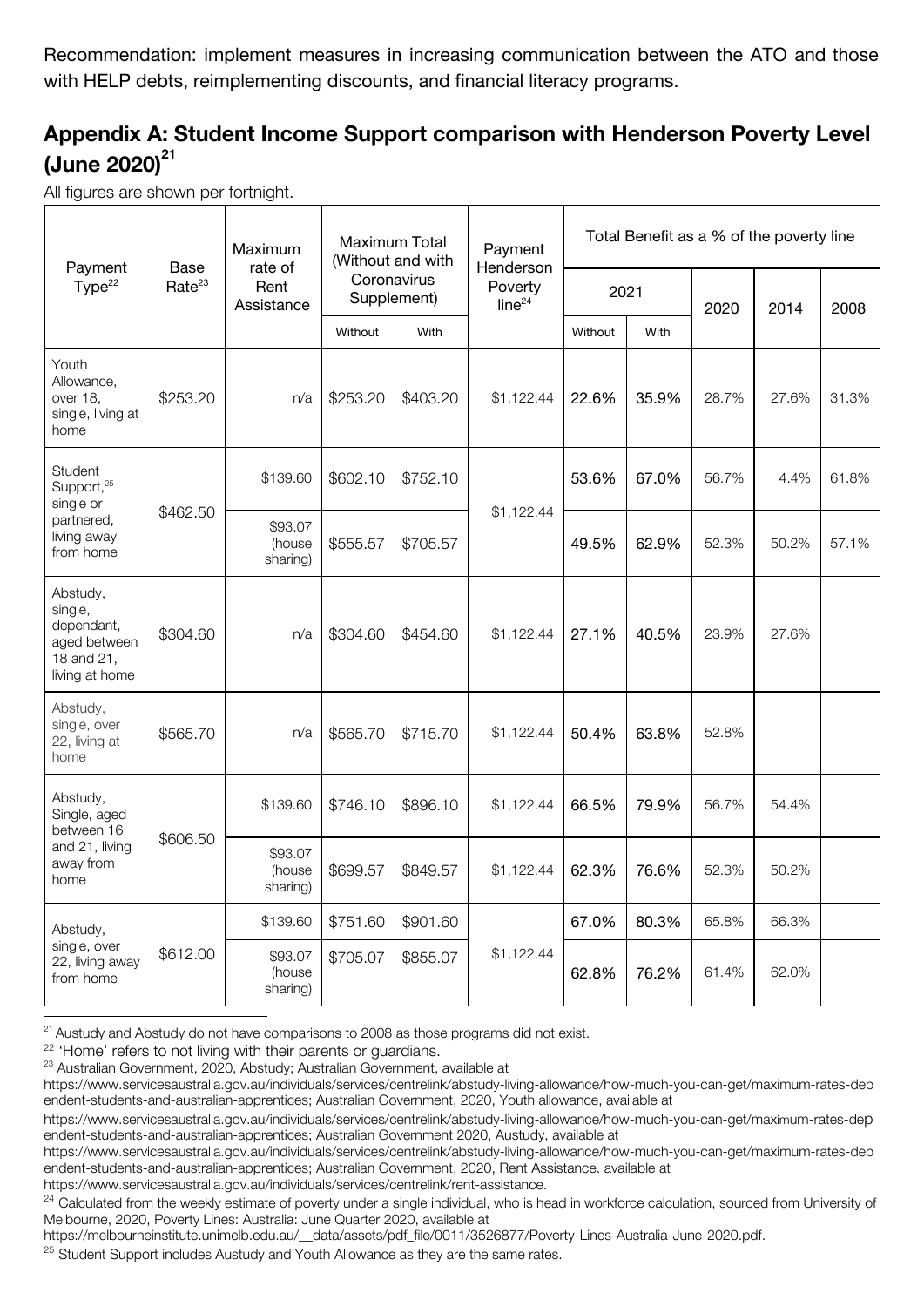Recommendation: implement measures in increasing communication between the ATO and those with HELP debts, reimplementing discounts, and financial literacy programs.

## Appendix A: Student Income Support comparison with Henderson Poverty Level (June 2020)[21]

All figures are shown per fortnight.

| Payment Type[22] | Base Rate[23] | Maximum rate of Rent Assistance | Maximum Total (Without and with Coronavirus Supplement) | | Payment Henderson Poverty line[24] | Total Benefit as a % of the poverty line | | | | |
|---|---|---|---|---|---|---|---|---|---|---|
| | | | | | | 2021 | | 2020 | 2014 | 2008 |
| | | | Without | With | | Without | With | | | |
| Youth Allowance, over 18, single, living at home | $253.20 | n/a | $253.20 | $403.20 | $1,122.44 | 22.6% | 35.9% | 28.7% | 27.6% | 31.3% |
| Student Support,[25] single or partnered, living away from home | $462.50 | $139.60 | $602.10 | $752.10 | $1,122.44 | 53.6% | 67.0% | 56.7% | 4.4% | 61.8% |
| | | $93.07 (house sharing) | $555.57 | $705.57 | | 49.5% | 62.9% | 52.3% | 50.2% | 57.1% |
| Abstudy, single, dependant, aged between 18 and 21, living at home | $304.60 | n/a | $304.60 | $454.60 | $1,122.44 | 27.1% | 40.5% | 23.9% | 27.6% | |
| Abstudy, single, over 22, living at home | $565.70 | n/a | $565.70 | $715.70 | $1,122.44 | 50.4% | 63.8% | 52.8% | | |
| Abstudy, Single, aged between 16 and 21, living away from home | $606.50 | $139.60 | $746.10 | $896.10 | $1,122.44 | 66.5% | 79.9% | 56.7% | 54.4% | |
| | | $93.07 (house sharing) | $699.57 | $849.57 | $1,122.44 | 62.3% | 76.6% | 52.3% | 50.2% | |
| Abstudy, single, over 22, living away from home | $612.00 | $139.60 | $751.60 | $901.60 | $1,122.44 | 67.0% | 80.3% | 65.8% | 66.3% | |
| | | $93.07 (house sharing) | $705.07 | $855.07 | | 62.8% | 76.2% | 61.4% | 62.0% | |

[21] Austudy and Abstudy do not have comparisons to 2008 as those programs did not exist.

[22] 'Home' refers to not living with their parents or guardians.

[23] Australian Government, 2020, Abstudy; Australian Government, available at https://www.servicesaustralia.gov.au/individuals/services/centrelink/abstudy-living-allowance/how-much-you-can-get/maximum-rates-dependent-students-and-australian-apprentices; Australian Government, 2020, Youth allowance, available at https://www.servicesaustralia.gov.au/individuals/services/centrelink/abstudy-living-allowance/how-much-you-can-get/maximum-rates-dependent-students-and-australian-apprentices; Australian Government 2020, Austudy, available at https://www.servicesaustralia.gov.au/individuals/services/centrelink/abstudy-living-allowance/how-much-you-can-get/maximum-rates-dependent-students-and-australian-apprentices; Australian Government, 2020, Rent Assistance. available at https://www.servicesaustralia.gov.au/individuals/services/centrelink/rent-assistance.

[24] Calculated from the weekly estimate of poverty under a single individual, who is head in workforce calculation, sourced from University of Melbourne, 2020, Poverty Lines: Australia: June Quarter 2020, available at https://melbourneinstitute.unimelb.edu.au/__data/assets/pdf_file/0011/3526877/Poverty-Lines-Australia-June-2020.pdf.

[25] Student Support includes Austudy and Youth Allowance as they are the same rates.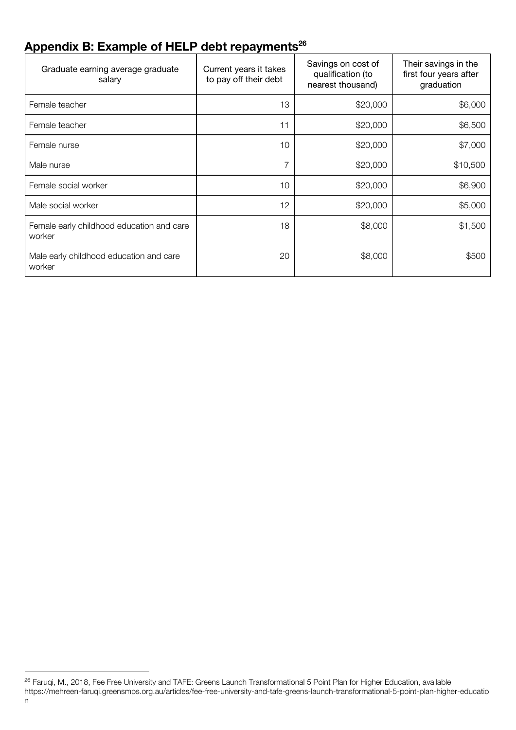## Appendix B: Example of HELP debt repayments[26]

| Graduate earning average graduate salary | Current years it takes to pay off their debt | Savings on cost of qualification (to nearest thousand) | Their savings in the first four years after graduation |
|---|---|---|---|
| Female teacher | 13 | $20,000 | $6,000 |
| Female teacher | 11 | $20,000 | $6,500 |
| Female nurse | 10 | $20,000 | $7,000 |
| Male nurse | 7 | $20,000 | $10,500 |
| Female social worker | 10 | $20,000 | $6,900 |
| Male social worker | 12 | $20,000 | $5,000 |
| Female early childhood education and care worker | 18 | $8,000 | $1,500 |
| Male early childhood education and care worker | 20 | $8,000 | $500 |

[26] Faruqi, M., 2018, Fee Free University and TAFE: Greens Launch Transformational 5 Point Plan for Higher Education, available https://mehreen-faruqi.greensmps.org.au/articles/fee-free-university-and-tafe-greens-launch-transformational-5-point-plan-higher-education